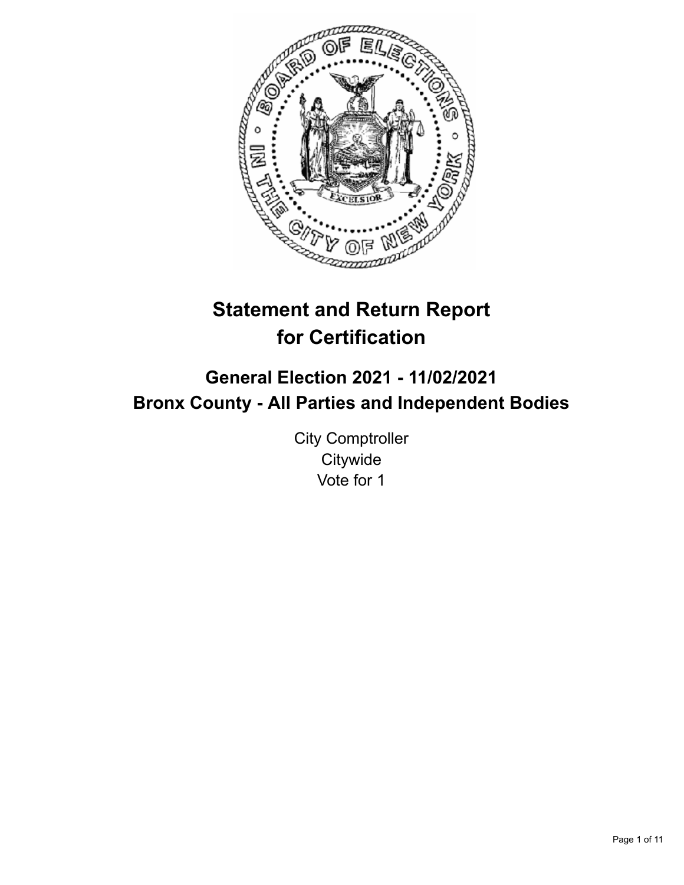# Statement and Return Report for Certification

## General Election 2021 - 11/02/2021
## Bronx County - All Parties and Independent Bodies

City Comptroller
Citywide
Vote for 1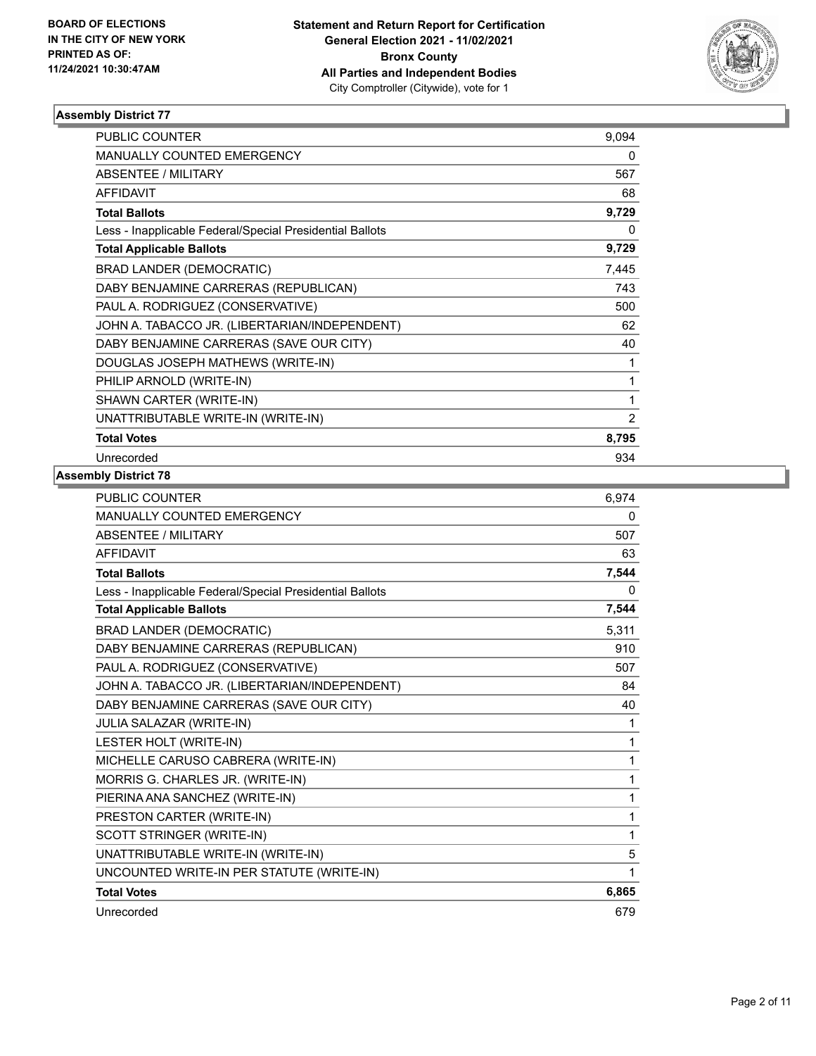**BOARD OF ELECTIONS IN THE CITY OF NEW YORK PRINTED AS OF: 11/24/2021 10:30:47AM**

**Statement and Return Report for Certification General Election 2021 - 11/02/2021 Bronx County All Parties and Independent Bodies**
City Comptroller (Citywide), vote for 1

### Assembly District 77

| | |
|---|---|
| PUBLIC COUNTER | 9,094 |
| MANUALLY COUNTED EMERGENCY | 0 |
| ABSENTEE / MILITARY | 567 |
| AFFIDAVIT | 68 |
| **Total Ballots** | **9,729** |
| Less - Inapplicable Federal/Special Presidential Ballots | 0 |
| **Total Applicable Ballots** | **9,729** |
| BRAD LANDER (DEMOCRATIC) | 7,445 |
| DABY BENJAMINE CARRERAS (REPUBLICAN) | 743 |
| PAUL A. RODRIGUEZ (CONSERVATIVE) | 500 |
| JOHN A. TABACCO JR. (LIBERTARIAN/INDEPENDENT) | 62 |
| DABY BENJAMINE CARRERAS (SAVE OUR CITY) | 40 |
| DOUGLAS JOSEPH MATHEWS (WRITE-IN) | 1 |
| PHILIP ARNOLD (WRITE-IN) | 1 |
| SHAWN CARTER (WRITE-IN) | 1 |
| UNATTRIBUTABLE WRITE-IN (WRITE-IN) | 2 |
| **Total Votes** | **8,795** |
| Unrecorded | 934 |

### Assembly District 78

| | |
|---|---|
| PUBLIC COUNTER | 6,974 |
| MANUALLY COUNTED EMERGENCY | 0 |
| ABSENTEE / MILITARY | 507 |
| AFFIDAVIT | 63 |
| **Total Ballots** | **7,544** |
| Less - Inapplicable Federal/Special Presidential Ballots | 0 |
| **Total Applicable Ballots** | **7,544** |
| BRAD LANDER (DEMOCRATIC) | 5,311 |
| DABY BENJAMINE CARRERAS (REPUBLICAN) | 910 |
| PAUL A. RODRIGUEZ (CONSERVATIVE) | 507 |
| JOHN A. TABACCO JR. (LIBERTARIAN/INDEPENDENT) | 84 |
| DABY BENJAMINE CARRERAS (SAVE OUR CITY) | 40 |
| JULIA SALAZAR (WRITE-IN) | 1 |
| LESTER HOLT (WRITE-IN) | 1 |
| MICHELLE CARUSO CABRERA (WRITE-IN) | 1 |
| MORRIS G. CHARLES JR. (WRITE-IN) | 1 |
| PIERINA ANA SANCHEZ (WRITE-IN) | 1 |
| PRESTON CARTER (WRITE-IN) | 1 |
| SCOTT STRINGER (WRITE-IN) | 1 |
| UNATTRIBUTABLE WRITE-IN (WRITE-IN) | 5 |
| UNCOUNTED WRITE-IN PER STATUTE (WRITE-IN) | 1 |
| **Total Votes** | **6,865** |
| Unrecorded | 679 |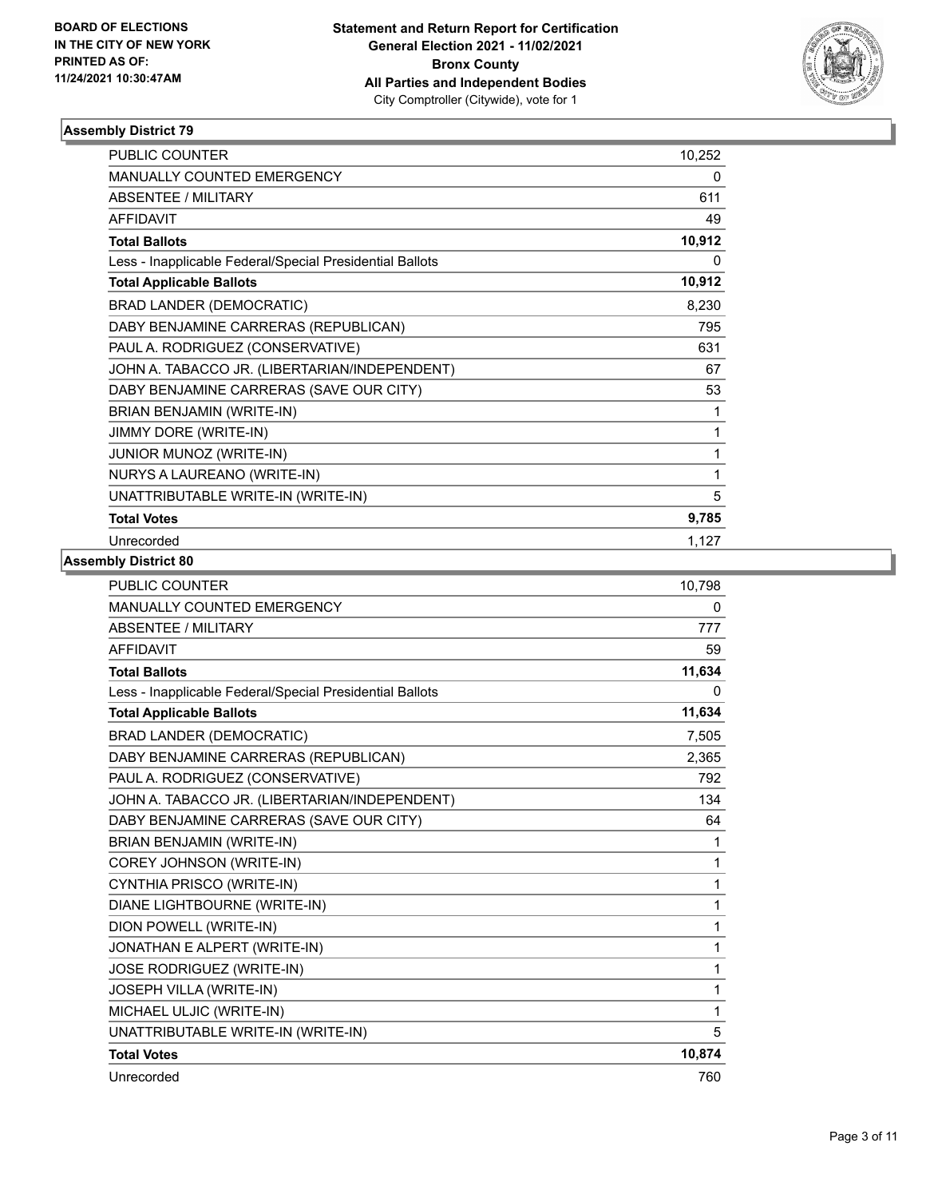**Statement and Return Report for Certification**
**General Election 2021 - 11/02/2021**
**Bronx County**
**All Parties and Independent Bodies**
City Comptroller (Citywide), vote for 1

**BOARD OF ELECTIONS IN THE CITY OF NEW YORK PRINTED AS OF: 11/24/2021 10:30:47AM**

### Assembly District 79

| | |
|---|---|
| PUBLIC COUNTER | 10,252 |
| MANUALLY COUNTED EMERGENCY | 0 |
| ABSENTEE / MILITARY | 611 |
| AFFIDAVIT | 49 |
| **Total Ballots** | **10,912** |
| Less - Inapplicable Federal/Special Presidential Ballots | 0 |
| **Total Applicable Ballots** | **10,912** |
| BRAD LANDER (DEMOCRATIC) | 8,230 |
| DABY BENJAMINE CARRERAS (REPUBLICAN) | 795 |
| PAUL A. RODRIGUEZ (CONSERVATIVE) | 631 |
| JOHN A. TABACCO JR. (LIBERTARIAN/INDEPENDENT) | 67 |
| DABY BENJAMINE CARRERAS (SAVE OUR CITY) | 53 |
| BRIAN BENJAMIN (WRITE-IN) | 1 |
| JIMMY DORE (WRITE-IN) | 1 |
| JUNIOR MUNOZ (WRITE-IN) | 1 |
| NURYS A LAUREANO (WRITE-IN) | 1 |
| UNATTRIBUTABLE WRITE-IN (WRITE-IN) | 5 |
| **Total Votes** | **9,785** |
| Unrecorded | 1,127 |

### Assembly District 80

| | |
|---|---|
| PUBLIC COUNTER | 10,798 |
| MANUALLY COUNTED EMERGENCY | 0 |
| ABSENTEE / MILITARY | 777 |
| AFFIDAVIT | 59 |
| **Total Ballots** | **11,634** |
| Less - Inapplicable Federal/Special Presidential Ballots | 0 |
| **Total Applicable Ballots** | **11,634** |
| BRAD LANDER (DEMOCRATIC) | 7,505 |
| DABY BENJAMINE CARRERAS (REPUBLICAN) | 2,365 |
| PAUL A. RODRIGUEZ (CONSERVATIVE) | 792 |
| JOHN A. TABACCO JR. (LIBERTARIAN/INDEPENDENT) | 134 |
| DABY BENJAMINE CARRERAS (SAVE OUR CITY) | 64 |
| BRIAN BENJAMIN (WRITE-IN) | 1 |
| COREY JOHNSON (WRITE-IN) | 1 |
| CYNTHIA PRISCO (WRITE-IN) | 1 |
| DIANE LIGHTBOURNE (WRITE-IN) | 1 |
| DION POWELL (WRITE-IN) | 1 |
| JONATHAN E ALPERT (WRITE-IN) | 1 |
| JOSE RODRIGUEZ (WRITE-IN) | 1 |
| JOSEPH VILLA (WRITE-IN) | 1 |
| MICHAEL ULJIC (WRITE-IN) | 1 |
| UNATTRIBUTABLE WRITE-IN (WRITE-IN) | 5 |
| **Total Votes** | **10,874** |
| Unrecorded | 760 |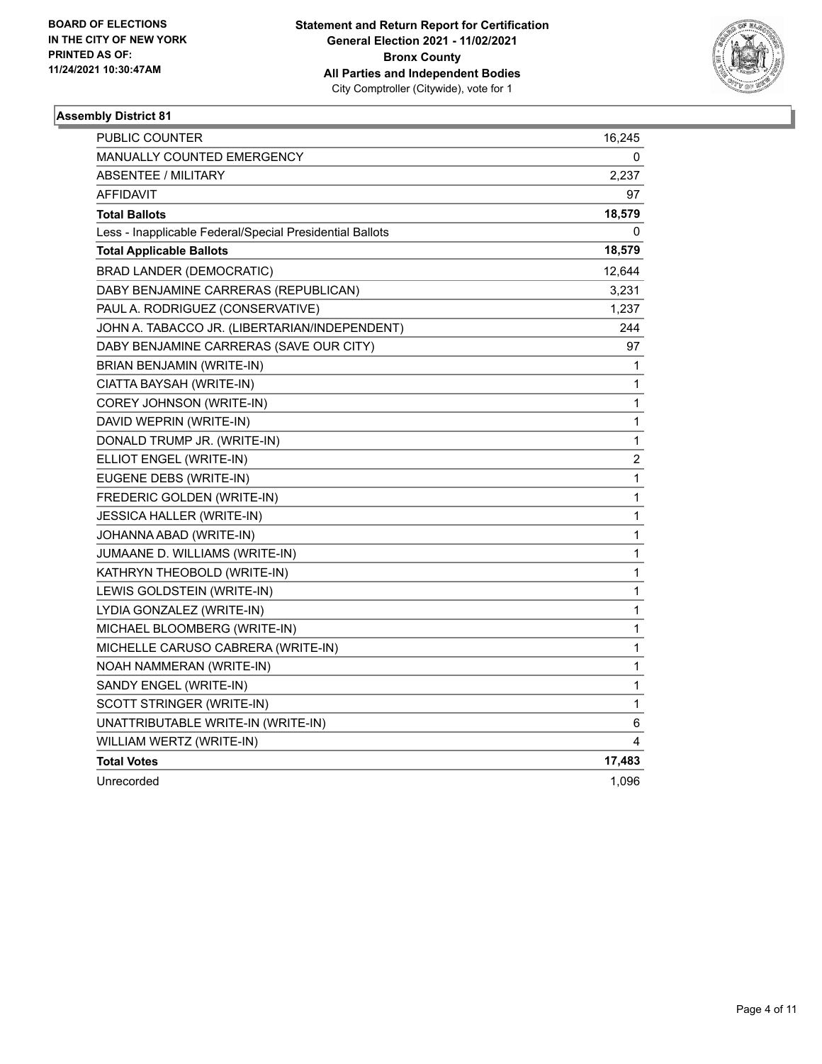**BOARD OF ELECTIONS IN THE CITY OF NEW YORK PRINTED AS OF: 11/24/2021 10:30:47AM**

**Statement and Return Report for Certification General Election 2021 - 11/02/2021 Bronx County All Parties and Independent Bodies**
City Comptroller (Citywide), vote for 1

## Assembly District 81

| | |
|---|---|
| PUBLIC COUNTER | 16,245 |
| MANUALLY COUNTED EMERGENCY | 0 |
| ABSENTEE / MILITARY | 2,237 |
| AFFIDAVIT | 97 |
| **Total Ballots** | **18,579** |
| Less - Inapplicable Federal/Special Presidential Ballots | 0 |
| **Total Applicable Ballots** | **18,579** |
| BRAD LANDER (DEMOCRATIC) | 12,644 |
| DABY BENJAMINE CARRERAS (REPUBLICAN) | 3,231 |
| PAUL A. RODRIGUEZ (CONSERVATIVE) | 1,237 |
| JOHN A. TABACCO JR. (LIBERTARIAN/INDEPENDENT) | 244 |
| DABY BENJAMINE CARRERAS (SAVE OUR CITY) | 97 |
| BRIAN BENJAMIN (WRITE-IN) | 1 |
| CIATTA BAYSAH (WRITE-IN) | 1 |
| COREY JOHNSON (WRITE-IN) | 1 |
| DAVID WEPRIN (WRITE-IN) | 1 |
| DONALD TRUMP JR. (WRITE-IN) | 1 |
| ELLIOT ENGEL (WRITE-IN) | 2 |
| EUGENE DEBS (WRITE-IN) | 1 |
| FREDERIC GOLDEN (WRITE-IN) | 1 |
| JESSICA HALLER (WRITE-IN) | 1 |
| JOHANNA ABAD (WRITE-IN) | 1 |
| JUMAANE D. WILLIAMS (WRITE-IN) | 1 |
| KATHRYN THEOBOLD (WRITE-IN) | 1 |
| LEWIS GOLDSTEIN (WRITE-IN) | 1 |
| LYDIA GONZALEZ (WRITE-IN) | 1 |
| MICHAEL BLOOMBERG (WRITE-IN) | 1 |
| MICHELLE CARUSO CABRERA (WRITE-IN) | 1 |
| NOAH NAMMERAN (WRITE-IN) | 1 |
| SANDY ENGEL (WRITE-IN) | 1 |
| SCOTT STRINGER (WRITE-IN) | 1 |
| UNATTRIBUTABLE WRITE-IN (WRITE-IN) | 6 |
| WILLIAM WERTZ (WRITE-IN) | 4 |
| **Total Votes** | **17,483** |
| Unrecorded | 1,096 |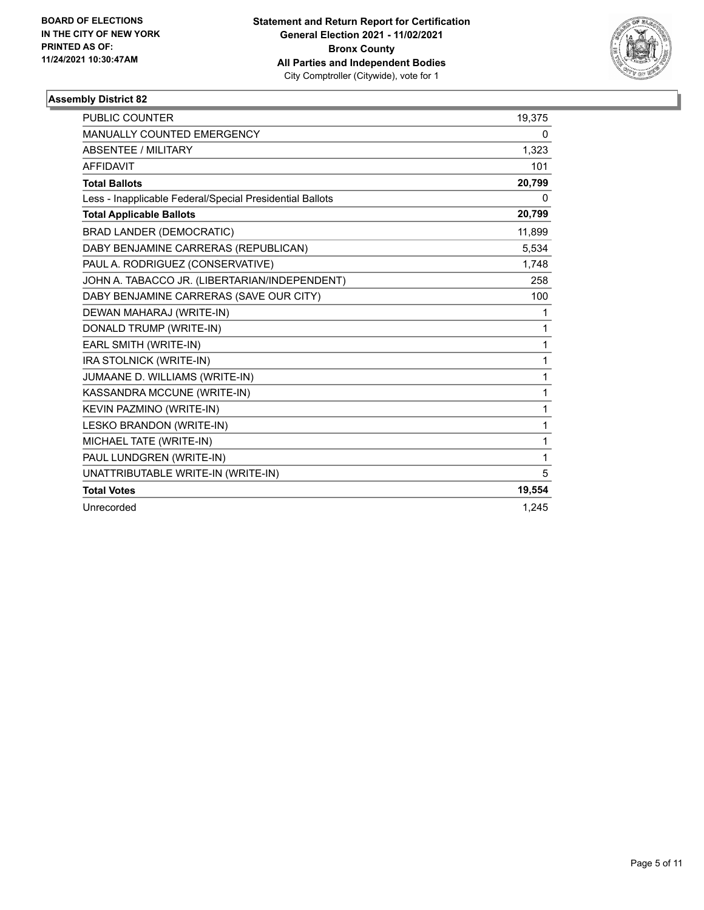**BOARD OF ELECTIONS IN THE CITY OF NEW YORK PRINTED AS OF: 11/24/2021 10:30:47AM**

**Statement and Return Report for Certification General Election 2021 - 11/02/2021 Bronx County All Parties and Independent Bodies**
City Comptroller (Citywide), vote for 1

## Assembly District 82

| | |
|---|---|
| PUBLIC COUNTER | 19,375 |
| MANUALLY COUNTED EMERGENCY | 0 |
| ABSENTEE / MILITARY | 1,323 |
| AFFIDAVIT | 101 |
| **Total Ballots** | **20,799** |
| Less - Inapplicable Federal/Special Presidential Ballots | 0 |
| **Total Applicable Ballots** | **20,799** |
| BRAD LANDER (DEMOCRATIC) | 11,899 |
| DABY BENJAMINE CARRERAS (REPUBLICAN) | 5,534 |
| PAUL A. RODRIGUEZ (CONSERVATIVE) | 1,748 |
| JOHN A. TABACCO JR. (LIBERTARIAN/INDEPENDENT) | 258 |
| DABY BENJAMINE CARRERAS (SAVE OUR CITY) | 100 |
| DEWAN MAHARAJ (WRITE-IN) | 1 |
| DONALD TRUMP (WRITE-IN) | 1 |
| EARL SMITH (WRITE-IN) | 1 |
| IRA STOLNICK (WRITE-IN) | 1 |
| JUMAANE D. WILLIAMS (WRITE-IN) | 1 |
| KASSANDRA MCCUNE (WRITE-IN) | 1 |
| KEVIN PAZMINO (WRITE-IN) | 1 |
| LESKO BRANDON (WRITE-IN) | 1 |
| MICHAEL TATE (WRITE-IN) | 1 |
| PAUL LUNDGREN (WRITE-IN) | 1 |
| UNATTRIBUTABLE WRITE-IN (WRITE-IN) | 5 |
| **Total Votes** | **19,554** |
| Unrecorded | 1,245 |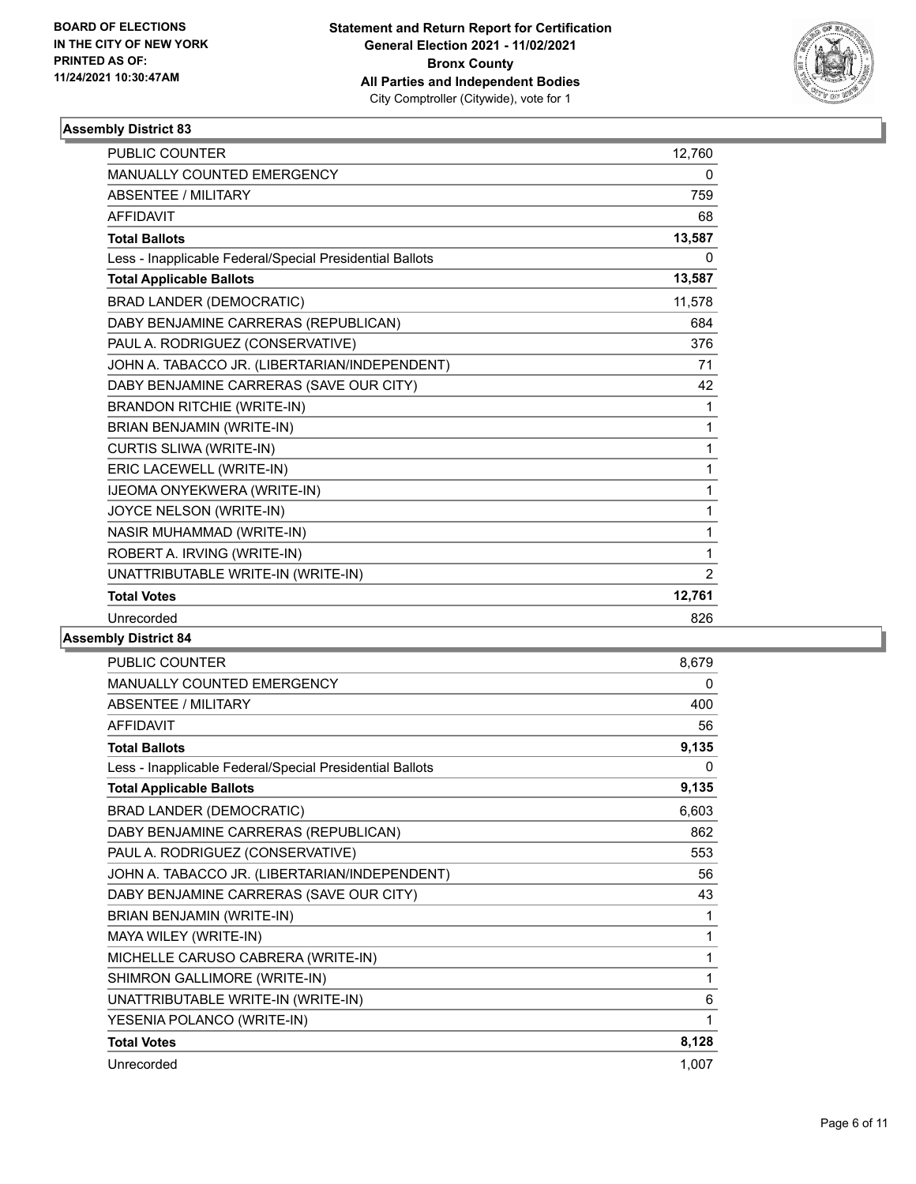BOARD OF ELECTIONS
IN THE CITY OF NEW YORK
PRINTED AS OF:
11/24/2021 10:30:47AM

**Statement and Return Report for Certification**
**General Election 2021 - 11/02/2021**
**Bronx County**
**All Parties and Independent Bodies**
City Comptroller (Citywide), vote for 1

### Assembly District 83

| | |
|---|---|
| PUBLIC COUNTER | 12,760 |
| MANUALLY COUNTED EMERGENCY | 0 |
| ABSENTEE / MILITARY | 759 |
| AFFIDAVIT | 68 |
| **Total Ballots** | **13,587** |
| Less - Inapplicable Federal/Special Presidential Ballots | 0 |
| **Total Applicable Ballots** | **13,587** |
| BRAD LANDER (DEMOCRATIC) | 11,578 |
| DABY BENJAMINE CARRERAS (REPUBLICAN) | 684 |
| PAUL A. RODRIGUEZ (CONSERVATIVE) | 376 |
| JOHN A. TABACCO JR. (LIBERTARIAN/INDEPENDENT) | 71 |
| DABY BENJAMINE CARRERAS (SAVE OUR CITY) | 42 |
| BRANDON RITCHIE (WRITE-IN) | 1 |
| BRIAN BENJAMIN (WRITE-IN) | 1 |
| CURTIS SLIWA (WRITE-IN) | 1 |
| ERIC LACEWELL (WRITE-IN) | 1 |
| IJEOMA ONYEKWERA (WRITE-IN) | 1 |
| JOYCE NELSON (WRITE-IN) | 1 |
| NASIR MUHAMMAD (WRITE-IN) | 1 |
| ROBERT A. IRVING (WRITE-IN) | 1 |
| UNATTRIBUTABLE WRITE-IN (WRITE-IN) | 2 |
| **Total Votes** | **12,761** |
| Unrecorded | 826 |

### Assembly District 84

| | |
|---|---|
| PUBLIC COUNTER | 8,679 |
| MANUALLY COUNTED EMERGENCY | 0 |
| ABSENTEE / MILITARY | 400 |
| AFFIDAVIT | 56 |
| **Total Ballots** | **9,135** |
| Less - Inapplicable Federal/Special Presidential Ballots | 0 |
| **Total Applicable Ballots** | **9,135** |
| BRAD LANDER (DEMOCRATIC) | 6,603 |
| DABY BENJAMINE CARRERAS (REPUBLICAN) | 862 |
| PAUL A. RODRIGUEZ (CONSERVATIVE) | 553 |
| JOHN A. TABACCO JR. (LIBERTARIAN/INDEPENDENT) | 56 |
| DABY BENJAMINE CARRERAS (SAVE OUR CITY) | 43 |
| BRIAN BENJAMIN (WRITE-IN) | 1 |
| MAYA WILEY (WRITE-IN) | 1 |
| MICHELLE CARUSO CABRERA (WRITE-IN) | 1 |
| SHIMRON GALLIMORE (WRITE-IN) | 1 |
| UNATTRIBUTABLE WRITE-IN (WRITE-IN) | 6 |
| YESENIA POLANCO (WRITE-IN) | 1 |
| **Total Votes** | **8,128** |
| Unrecorded | 1,007 |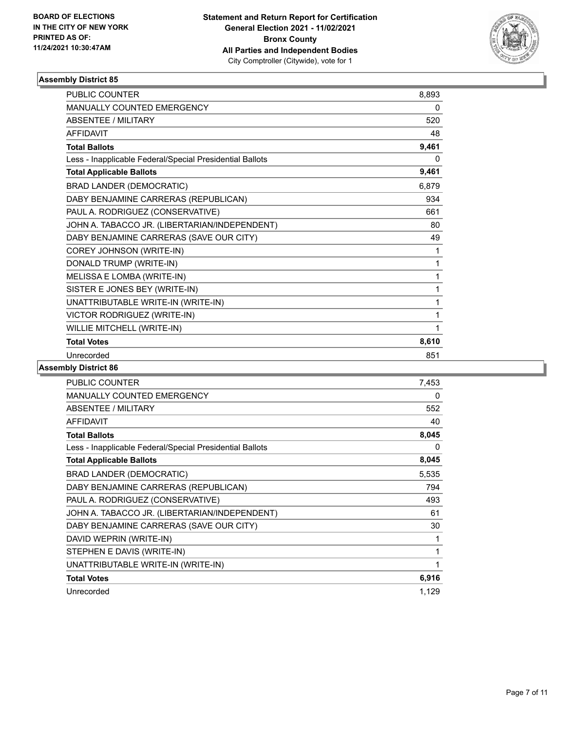**BOARD OF ELECTIONS IN THE CITY OF NEW YORK PRINTED AS OF: 11/24/2021 10:30:47AM**

**Statement and Return Report for Certification General Election 2021 - 11/02/2021 Bronx County All Parties and Independent Bodies**
City Comptroller (Citywide), vote for 1

### Assembly District 85

| | |
|---|---|
| PUBLIC COUNTER | 8,893 |
| MANUALLY COUNTED EMERGENCY | 0 |
| ABSENTEE / MILITARY | 520 |
| AFFIDAVIT | 48 |
| **Total Ballots** | **9,461** |
| Less - Inapplicable Federal/Special Presidential Ballots | 0 |
| **Total Applicable Ballots** | **9,461** |
| BRAD LANDER (DEMOCRATIC) | 6,879 |
| DABY BENJAMINE CARRERAS (REPUBLICAN) | 934 |
| PAUL A. RODRIGUEZ (CONSERVATIVE) | 661 |
| JOHN A. TABACCO JR. (LIBERTARIAN/INDEPENDENT) | 80 |
| DABY BENJAMINE CARRERAS (SAVE OUR CITY) | 49 |
| COREY JOHNSON (WRITE-IN) | 1 |
| DONALD TRUMP (WRITE-IN) | 1 |
| MELISSA E LOMBA (WRITE-IN) | 1 |
| SISTER E JONES BEY (WRITE-IN) | 1 |
| UNATTRIBUTABLE WRITE-IN (WRITE-IN) | 1 |
| VICTOR RODRIGUEZ (WRITE-IN) | 1 |
| WILLIE MITCHELL (WRITE-IN) | 1 |
| **Total Votes** | **8,610** |
| Unrecorded | 851 |

### Assembly District 86

| | |
|---|---|
| PUBLIC COUNTER | 7,453 |
| MANUALLY COUNTED EMERGENCY | 0 |
| ABSENTEE / MILITARY | 552 |
| AFFIDAVIT | 40 |
| **Total Ballots** | **8,045** |
| Less - Inapplicable Federal/Special Presidential Ballots | 0 |
| **Total Applicable Ballots** | **8,045** |
| BRAD LANDER (DEMOCRATIC) | 5,535 |
| DABY BENJAMINE CARRERAS (REPUBLICAN) | 794 |
| PAUL A. RODRIGUEZ (CONSERVATIVE) | 493 |
| JOHN A. TABACCO JR. (LIBERTARIAN/INDEPENDENT) | 61 |
| DABY BENJAMINE CARRERAS (SAVE OUR CITY) | 30 |
| DAVID WEPRIN (WRITE-IN) | 1 |
| STEPHEN E DAVIS (WRITE-IN) | 1 |
| UNATTRIBUTABLE WRITE-IN (WRITE-IN) | 1 |
| **Total Votes** | **6,916** |
| Unrecorded | 1,129 |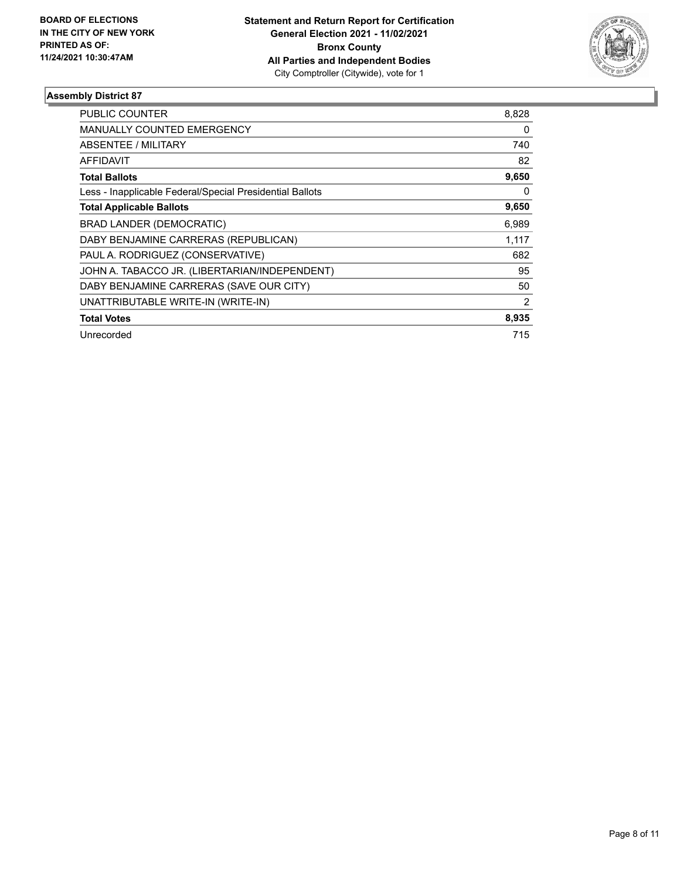**BOARD OF ELECTIONS IN THE CITY OF NEW YORK PRINTED AS OF: 11/24/2021 10:30:47AM**

**Statement and Return Report for Certification**
**General Election 2021 - 11/02/2021**
**Bronx County**
**All Parties and Independent Bodies**
City Comptroller (Citywide), vote for 1

### Assembly District 87

| | |
|---|---|
| PUBLIC COUNTER | 8,828 |
| MANUALLY COUNTED EMERGENCY | 0 |
| ABSENTEE / MILITARY | 740 |
| AFFIDAVIT | 82 |
| **Total Ballots** | **9,650** |
| Less - Inapplicable Federal/Special Presidential Ballots | 0 |
| **Total Applicable Ballots** | **9,650** |
| BRAD LANDER (DEMOCRATIC) | 6,989 |
| DABY BENJAMINE CARRERAS (REPUBLICAN) | 1,117 |
| PAUL A. RODRIGUEZ (CONSERVATIVE) | 682 |
| JOHN A. TABACCO JR. (LIBERTARIAN/INDEPENDENT) | 95 |
| DABY BENJAMINE CARRERAS (SAVE OUR CITY) | 50 |
| UNATTRIBUTABLE WRITE-IN (WRITE-IN) | 2 |
| **Total Votes** | **8,935** |
| Unrecorded | 715 |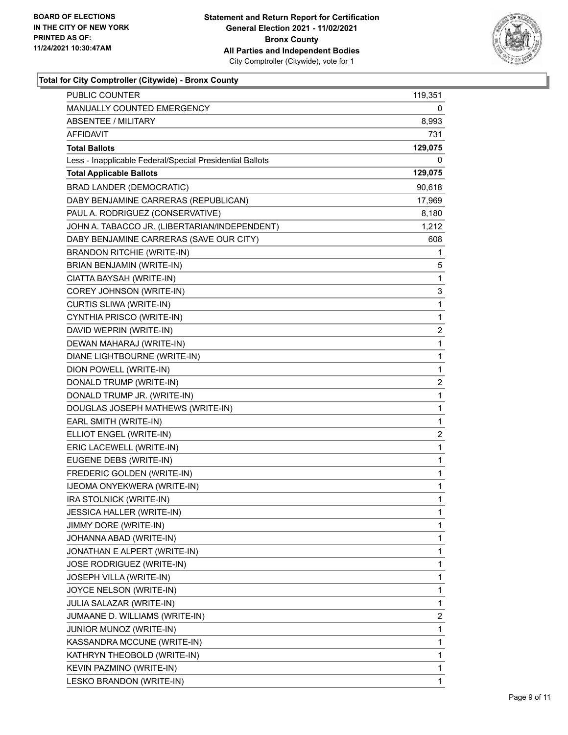**BOARD OF ELECTIONS IN THE CITY OF NEW YORK PRINTED AS OF: 11/24/2021 10:30:47AM**

**Statement and Return Report for Certification General Election 2021 - 11/02/2021 Bronx County All Parties and Independent Bodies**
City Comptroller (Citywide), vote for 1

### Total for City Comptroller (Citywide) - Bronx County

| | |
|---|---|
| PUBLIC COUNTER | 119,351 |
| MANUALLY COUNTED EMERGENCY | 0 |
| ABSENTEE / MILITARY | 8,993 |
| AFFIDAVIT | 731 |
| **Total Ballots** | **129,075** |
| Less - Inapplicable Federal/Special Presidential Ballots | 0 |
| **Total Applicable Ballots** | **129,075** |
| BRAD LANDER (DEMOCRATIC) | 90,618 |
| DABY BENJAMINE CARRERAS (REPUBLICAN) | 17,969 |
| PAUL A. RODRIGUEZ (CONSERVATIVE) | 8,180 |
| JOHN A. TABACCO JR. (LIBERTARIAN/INDEPENDENT) | 1,212 |
| DABY BENJAMINE CARRERAS (SAVE OUR CITY) | 608 |
| BRANDON RITCHIE (WRITE-IN) | 1 |
| BRIAN BENJAMIN (WRITE-IN) | 5 |
| CIATTA BAYSAH (WRITE-IN) | 1 |
| COREY JOHNSON (WRITE-IN) | 3 |
| CURTIS SLIWA (WRITE-IN) | 1 |
| CYNTHIA PRISCO (WRITE-IN) | 1 |
| DAVID WEPRIN (WRITE-IN) | 2 |
| DEWAN MAHARAJ (WRITE-IN) | 1 |
| DIANE LIGHTBOURNE (WRITE-IN) | 1 |
| DION POWELL (WRITE-IN) | 1 |
| DONALD TRUMP (WRITE-IN) | 2 |
| DONALD TRUMP JR. (WRITE-IN) | 1 |
| DOUGLAS JOSEPH MATHEWS (WRITE-IN) | 1 |
| EARL SMITH (WRITE-IN) | 1 |
| ELLIOT ENGEL (WRITE-IN) | 2 |
| ERIC LACEWELL (WRITE-IN) | 1 |
| EUGENE DEBS (WRITE-IN) | 1 |
| FREDERIC GOLDEN (WRITE-IN) | 1 |
| IJEOMA ONYEKWERA (WRITE-IN) | 1 |
| IRA STOLNICK (WRITE-IN) | 1 |
| JESSICA HALLER (WRITE-IN) | 1 |
| JIMMY DORE (WRITE-IN) | 1 |
| JOHANNA ABAD (WRITE-IN) | 1 |
| JONATHAN E ALPERT (WRITE-IN) | 1 |
| JOSE RODRIGUEZ (WRITE-IN) | 1 |
| JOSEPH VILLA (WRITE-IN) | 1 |
| JOYCE NELSON (WRITE-IN) | 1 |
| JULIA SALAZAR (WRITE-IN) | 1 |
| JUMAANE D. WILLIAMS (WRITE-IN) | 2 |
| JUNIOR MUNOZ (WRITE-IN) | 1 |
| KASSANDRA MCCUNE (WRITE-IN) | 1 |
| KATHRYN THEOBOLD (WRITE-IN) | 1 |
| KEVIN PAZMINO (WRITE-IN) | 1 |
| LESKO BRANDON (WRITE-IN) | 1 |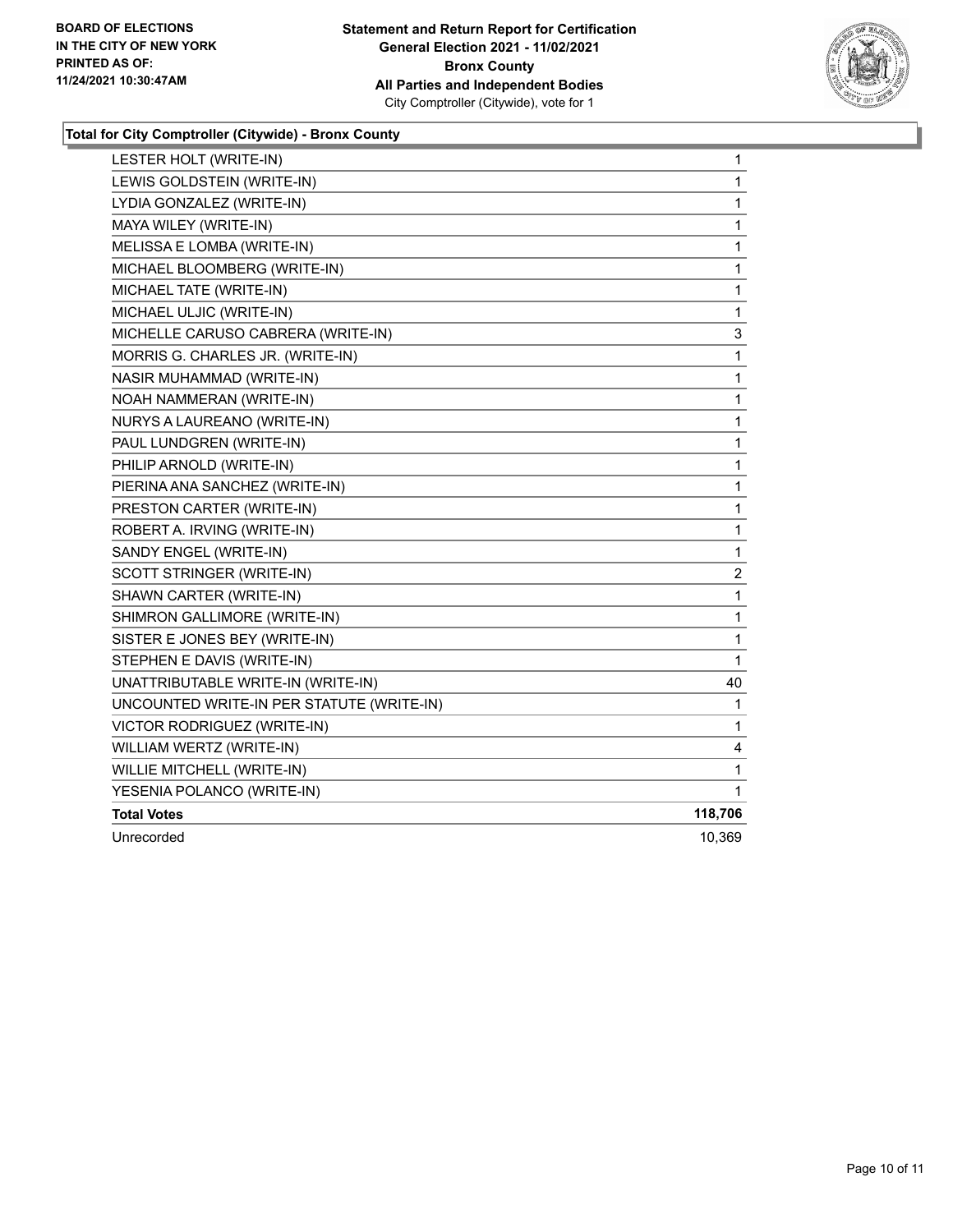**Total for City Comptroller (Citywide) - Bronx County**

| | |
|---|---|
| LESTER HOLT (WRITE-IN) | 1 |
| LEWIS GOLDSTEIN (WRITE-IN) | 1 |
| LYDIA GONZALEZ (WRITE-IN) | 1 |
| MAYA WILEY (WRITE-IN) | 1 |
| MELISSA E LOMBA (WRITE-IN) | 1 |
| MICHAEL BLOOMBERG (WRITE-IN) | 1 |
| MICHAEL TATE (WRITE-IN) | 1 |
| MICHAEL ULJIC (WRITE-IN) | 1 |
| MICHELLE CARUSO CABRERA (WRITE-IN) | 3 |
| MORRIS G. CHARLES JR. (WRITE-IN) | 1 |
| NASIR MUHAMMAD (WRITE-IN) | 1 |
| NOAH NAMMERAN (WRITE-IN) | 1 |
| NURYS A LAUREANO (WRITE-IN) | 1 |
| PAUL LUNDGREN (WRITE-IN) | 1 |
| PHILIP ARNOLD (WRITE-IN) | 1 |
| PIERINA ANA SANCHEZ (WRITE-IN) | 1 |
| PRESTON CARTER (WRITE-IN) | 1 |
| ROBERT A. IRVING (WRITE-IN) | 1 |
| SANDY ENGEL (WRITE-IN) | 1 |
| SCOTT STRINGER (WRITE-IN) | 2 |
| SHAWN CARTER (WRITE-IN) | 1 |
| SHIMRON GALLIMORE (WRITE-IN) | 1 |
| SISTER E JONES BEY (WRITE-IN) | 1 |
| STEPHEN E DAVIS (WRITE-IN) | 1 |
| UNATTRIBUTABLE WRITE-IN (WRITE-IN) | 40 |
| UNCOUNTED WRITE-IN PER STATUTE (WRITE-IN) | 1 |
| VICTOR RODRIGUEZ (WRITE-IN) | 1 |
| WILLIAM WERTZ (WRITE-IN) | 4 |
| WILLIE MITCHELL (WRITE-IN) | 1 |
| YESENIA POLANCO (WRITE-IN) | 1 |
| **Total Votes** | **118,706** |
| Unrecorded | 10,369 |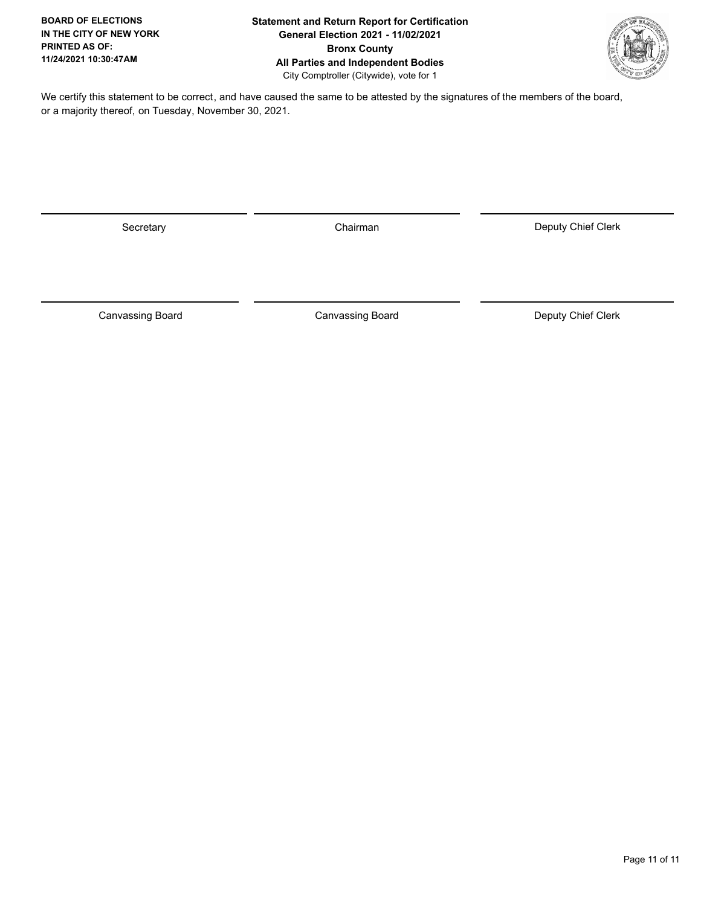**BOARD OF ELECTIONS IN THE CITY OF NEW YORK PRINTED AS OF: 11/24/2021 10:30:47AM**

**Statement and Return Report for Certification**
**General Election 2021 - 11/02/2021**
**Bronx County**
**All Parties and Independent Bodies**
City Comptroller (Citywide), vote for 1

We certify this statement to be correct, and have caused the same to be attested by the signatures of the members of the board, or a majority thereof, on Tuesday, November 30, 2021.

| | | |
|---|---|---|
| Secretary | Chairman | Deputy Chief Clerk |
| Canvassing Board | Canvassing Board | Deputy Chief Clerk |